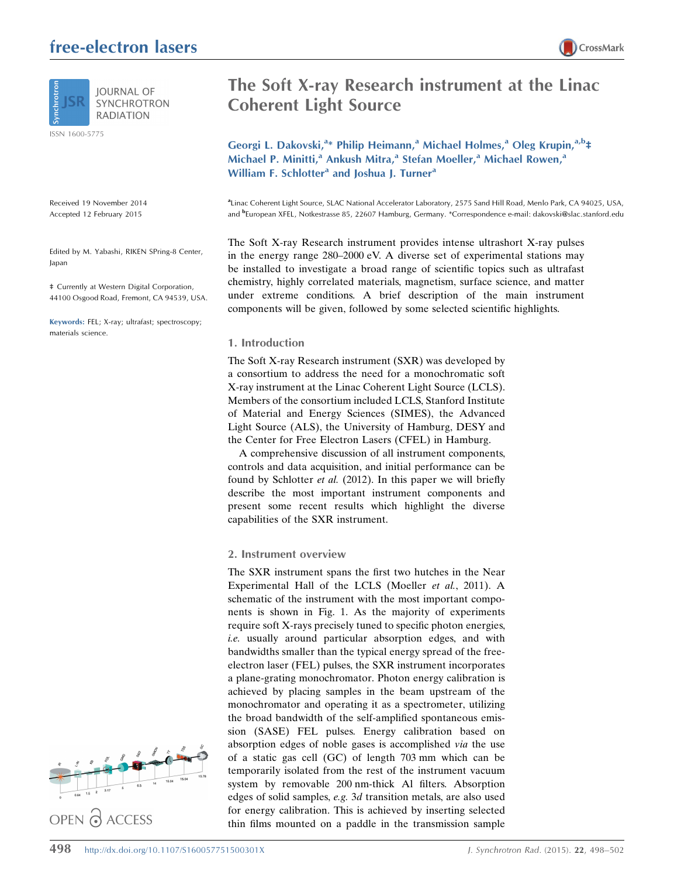# The Soft X-ray Research instrument at the Linac Coherent Light Source

Georgi L. Dakovski,[a]* Philip Heimann,[a] Michael Holmes,[a] Oleg Krupin,[a,b]‡ Michael P. Minitti,[a] Ankush Mitra,[a] Stefan Moeller,[a] Michael Rowen,[a] William F. Schlotter[a] and Joshua J. Turner[a]

[a]Linac Coherent Light Source, SLAC National Accelerator Laboratory, 2575 Sand Hill Road, Menlo Park, CA 94025, USA, and [b]European XFEL, Notkestrasse 85, 22607 Hamburg, Germany. *Correspondence e-mail: dakovski@slac.stanford.edu

Received 19 November 2014
Accepted 12 February 2015

Edited by M. Yabashi, RIKEN SPring-8 Center, Japan

‡ Currently at Western Digital Corporation, 44100 Osgood Road, Fremont, CA 94539, USA.

**Keywords:** FEL; X-ray; ultrafast; spectroscopy; materials science.

The Soft X-ray Research instrument provides intense ultrashort X-ray pulses in the energy range 280–2000 eV. A diverse set of experimental stations may be installed to investigate a broad range of scientific topics such as ultrafast chemistry, highly correlated materials, magnetism, surface science, and matter under extreme conditions. A brief description of the main instrument components will be given, followed by some selected scientific highlights.

## 1. Introduction

The Soft X-ray Research instrument (SXR) was developed by a consortium to address the need for a monochromatic soft X-ray instrument at the Linac Coherent Light Source (LCLS). Members of the consortium included LCLS, Stanford Institute of Material and Energy Sciences (SIMES), the Advanced Light Source (ALS), the University of Hamburg, DESY and the Center for Free Electron Lasers (CFEL) in Hamburg.

A comprehensive discussion of all instrument components, controls and data acquisition, and initial performance can be found by Schlotter *et al.* (2012). In this paper we will briefly describe the most important instrument components and present some recent results which highlight the diverse capabilities of the SXR instrument.

## 2. Instrument overview

The SXR instrument spans the first two hutches in the Near Experimental Hall of the LCLS (Moeller *et al.*, 2011). A schematic of the instrument with the most important components is shown in Fig. 1. As the majority of experiments require soft X-rays precisely tuned to specific photon energies, *i.e.* usually around particular absorption edges, and with bandwidths smaller than the typical energy spread of the free-electron laser (FEL) pulses, the SXR instrument incorporates a plane-grating monochromator. Photon energy calibration is achieved by placing samples in the beam upstream of the monochromator and operating it as a spectrometer, utilizing the broad bandwidth of the self-amplified spontaneous emission (SASE) FEL pulses. Energy calibration based on absorption edges of noble gases is accomplished *via* the use of a static gas cell (GC) of length 703 mm which can be temporarily isolated from the rest of the instrument vacuum system by removable 200 nm-thick Al filters. Absorption edges of solid samples, *e.g.* 3*d* transition metals, are also used for energy calibration. This is achieved by inserting selected thin films mounted on a paddle in the transmission sample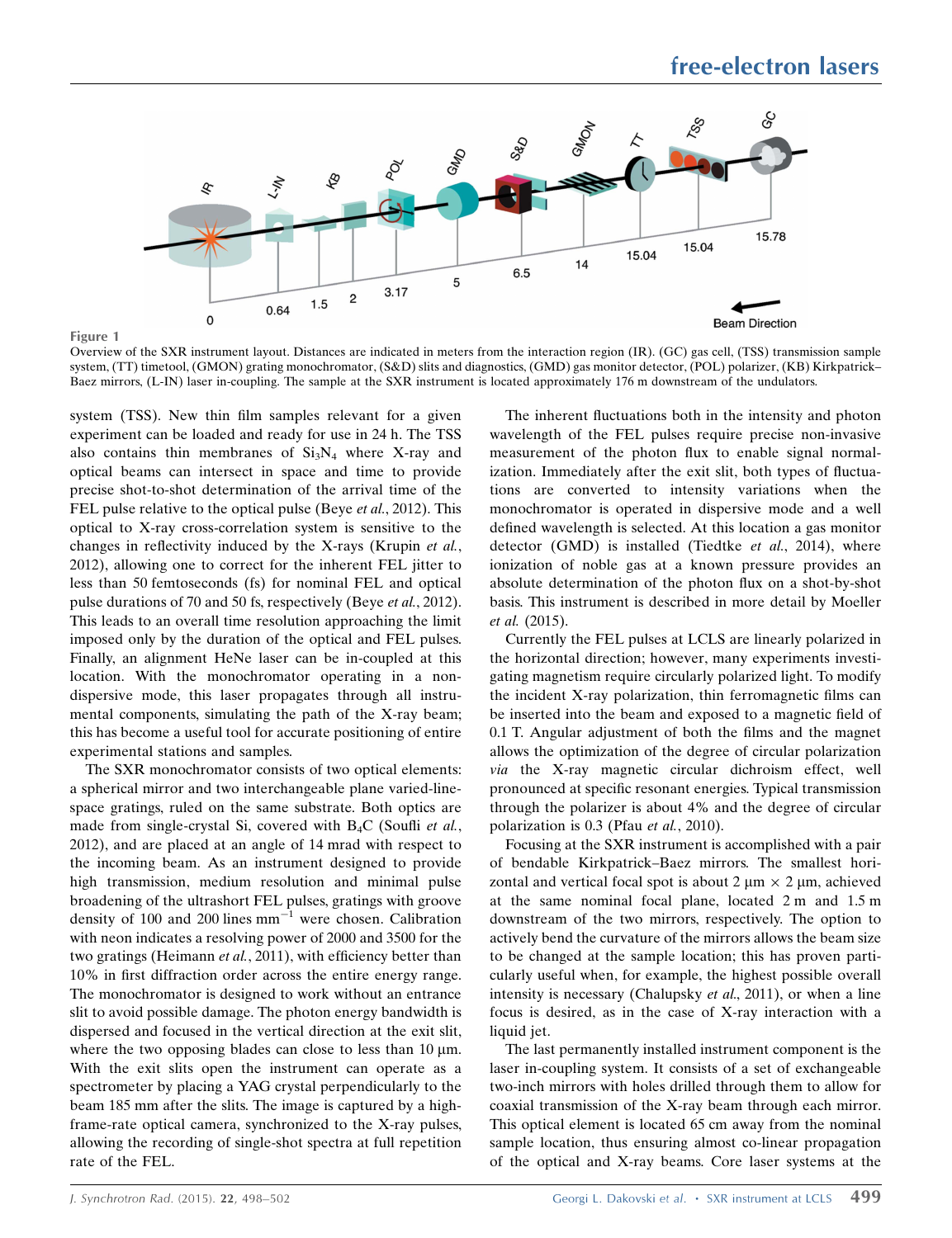Figure 1

Overview of the SXR instrument layout. Distances are indicated in meters from the interaction region (IR). (GC) gas cell, (TSS) transmission sample system, (TT) timetool, (GMON) grating monochromator, (S&D) slits and diagnostics, (GMD) gas monitor detector, (POL) polarizer, (KB) Kirkpatrick–Baez mirrors, (L-IN) laser in-coupling. The sample at the SXR instrument is located approximately 176 m downstream of the undulators.

system (TSS). New thin film samples relevant for a given experiment can be loaded and ready for use in 24 h. The TSS also contains thin membranes of $Si_3N_4$ where X-ray and optical beams can intersect in space and time to provide precise shot-to-shot determination of the arrival time of the FEL pulse relative to the optical pulse (Beye *et al.*, 2012). This optical to X-ray cross-correlation system is sensitive to the changes in reflectivity induced by the X-rays (Krupin *et al.*, 2012), allowing one to correct for the inherent FEL jitter to less than 50 femtoseconds (fs) for nominal FEL and optical pulse durations of 70 and 50 fs, respectively (Beye *et al.*, 2012). This leads to an overall time resolution approaching the limit imposed only by the duration of the optical and FEL pulses. Finally, an alignment HeNe laser can be in-coupled at this location. With the monochromator operating in a non-dispersive mode, this laser propagates through all instrumental components, simulating the path of the X-ray beam; this has become a useful tool for accurate positioning of entire experimental stations and samples.

The SXR monochromator consists of two optical elements: a spherical mirror and two interchangeable plane varied-line-space gratings, ruled on the same substrate. Both optics are made from single-crystal Si, covered with $B_4C$ (Soufli *et al.*, 2012), and are placed at an angle of 14 mrad with respect to the incoming beam. As an instrument designed to provide high transmission, medium resolution and minimal pulse broadening of the ultrashort FEL pulses, gratings with groove density of 100 and 200 lines $mm^{-1}$ were chosen. Calibration with neon indicates a resolving power of 2000 and 3500 for the two gratings (Heimann *et al.*, 2011), with efficiency better than 10% in first diffraction order across the entire energy range. The monochromator is designed to work without an entrance slit to avoid possible damage. The photon energy bandwidth is dispersed and focused in the vertical direction at the exit slit, where the two opposing blades can close to less than 10 µm. With the exit slits open the instrument can operate as a spectrometer by placing a YAG crystal perpendicularly to the beam 185 mm after the slits. The image is captured by a high-frame-rate optical camera, synchronized to the X-ray pulses, allowing the recording of single-shot spectra at full repetition rate of the FEL.

The inherent fluctuations both in the intensity and photon wavelength of the FEL pulses require precise non-invasive measurement of the photon flux to enable signal normalization. Immediately after the exit slit, both types of fluctuations are converted to intensity variations when the monochromator is operated in dispersive mode and a well defined wavelength is selected. At this location a gas monitor detector (GMD) is installed (Tiedtke *et al.*, 2014), where ionization of noble gas at a known pressure provides an absolute determination of the photon flux on a shot-by-shot basis. This instrument is described in more detail by Moeller *et al.* (2015).

Currently the FEL pulses at LCLS are linearly polarized in the horizontal direction; however, many experiments investigating magnetism require circularly polarized light. To modify the incident X-ray polarization, thin ferromagnetic films can be inserted into the beam and exposed to a magnetic field of 0.1 T. Angular adjustment of both the films and the magnet allows the optimization of the degree of circular polarization *via* the X-ray magnetic circular dichroism effect, well pronounced at specific resonant energies. Typical transmission through the polarizer is about 4% and the degree of circular polarization is 0.3 (Pfau *et al.*, 2010).

Focusing at the SXR instrument is accomplished with a pair of bendable Kirkpatrick–Baez mirrors. The smallest horizontal and vertical focal spot is about 2 µm × 2 µm, achieved at the same nominal focal plane, located 2 m and 1.5 m downstream of the two mirrors, respectively. The option to actively bend the curvature of the mirrors allows the beam size to be changed at the sample location; this has proven particularly useful when, for example, the highest possible overall intensity is necessary (Chalupsky *et al.*, 2011), or when a line focus is desired, as in the case of X-ray interaction with a liquid jet.

The last permanently installed instrument component is the laser in-coupling system. It consists of a set of exchangeable two-inch mirrors with holes drilled through them to allow for coaxial transmission of the X-ray beam through each mirror. This optical element is located 65 cm away from the nominal sample location, thus ensuring almost co-linear propagation of the optical and X-ray beams. Core laser systems at the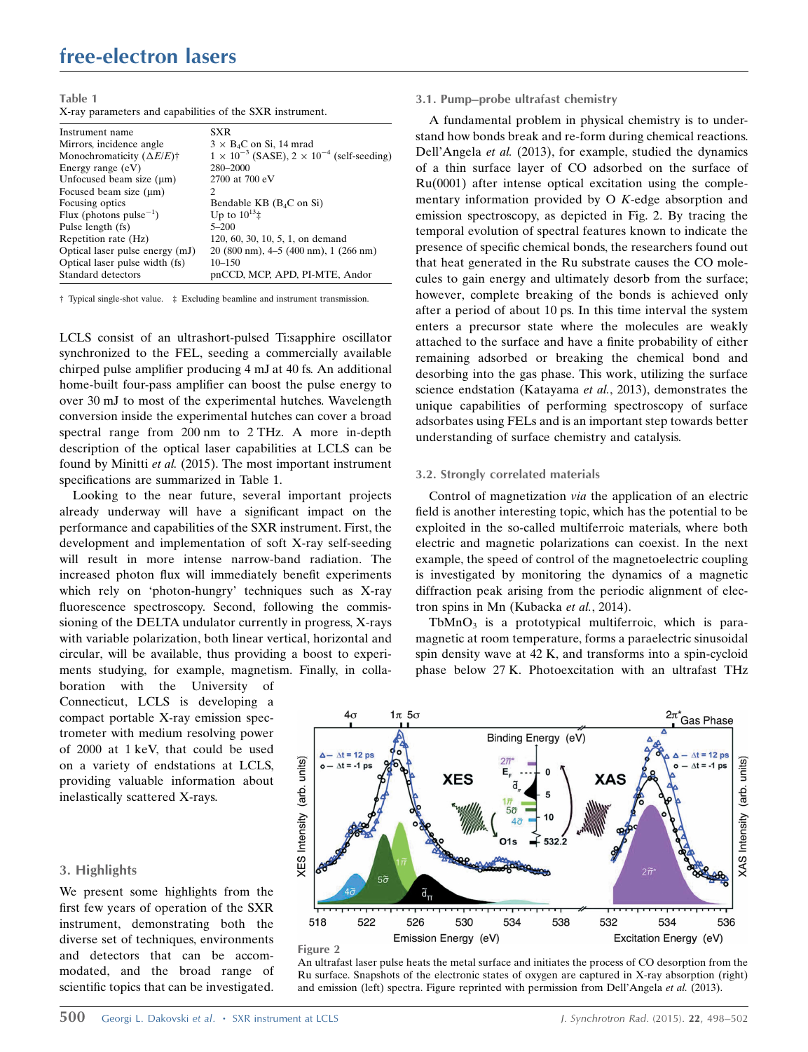**Table 1**
X-ray parameters and capabilities of the SXR instrument.

| | |
|---|---|
| Instrument name | SXR |
| Mirrors, incidence angle | 3 × $B_4C$ on Si, 14 mrad |
| Monochromaticity ($\Delta E/E$)† | $1 \times 10^{-3}$ (SASE), $2 \times 10^{-4}$ (self-seeding) |
| Energy range (eV) | 280–2000 |
| Unfocused beam size (μm) | 2700 at 700 eV |
| Focused beam size (μm) | 2 |
| Focusing optics | Bendable KB ($B_4C$ on Si) |
| Flux (photons pulse$^{-1}$) | Up to $10^{13}$‡ |
| Pulse length (fs) | 5–200 |
| Repetition rate (Hz) | 120, 60, 30, 10, 5, 1, on demand |
| Optical laser pulse energy (mJ) | 20 (800 nm), 4–5 (400 nm), 1 (266 nm) |
| Optical laser pulse width (fs) | 10–150 |
| Standard detectors | pnCCD, MCP, APD, PI-MTE, Andor |

† Typical single-shot value. ‡ Excluding beamline and instrument transmission.

LCLS consist of an ultrashort-pulsed Ti:sapphire oscillator synchronized to the FEL, seeding a commercially available chirped pulse amplifier producing 4 mJ at 40 fs. An additional home-built four-pass amplifier can boost the pulse energy to over 30 mJ to most of the experimental hutches. Wavelength conversion inside the experimental hutches can cover a broad spectral range from 200 nm to 2 THz. A more in-depth description of the optical laser capabilities at LCLS can be found by Minitti *et al.* (2015). The most important instrument specifications are summarized in Table 1.

Looking to the near future, several important projects already underway will have a significant impact on the performance and capabilities of the SXR instrument. First, the development and implementation of soft X-ray self-seeding will result in more intense narrow-band radiation. The increased photon flux will immediately benefit experiments which rely on 'photon-hungry' techniques such as X-ray fluorescence spectroscopy. Second, following the commissioning of the DELTA undulator currently in progress, X-rays with variable polarization, both linear vertical, horizontal and circular, will be available, thus providing a boost to experiments studying, for example, magnetism. Finally, in collaboration with the University of Connecticut, LCLS is developing a compact portable X-ray emission spectrometer with medium resolving power of 2000 at 1 keV, that could be used on a variety of endstations at LCLS, providing valuable information about inelastically scattered X-rays.

## 3. Highlights

We present some highlights from the first few years of operation of the SXR instrument, demonstrating both the diverse set of techniques, environments and detectors that can be accommodated, and the broad range of scientific topics that can be investigated.

### 3.1. Pump–probe ultrafast chemistry

A fundamental problem in physical chemistry is to understand how bonds break and re-form during chemical reactions. Dell'Angela *et al.* (2013), for example, studied the dynamics of a thin surface layer of CO adsorbed on the surface of Ru(0001) after intense optical excitation using the complementary information provided by O *K*-edge absorption and emission spectroscopy, as depicted in Fig. 2. By tracing the temporal evolution of spectral features known to indicate the presence of specific chemical bonds, the researchers found out that heat generated in the Ru substrate causes the CO molecules to gain energy and ultimately desorb from the surface; however, complete breaking of the bonds is achieved only after a period of about 10 ps. In this time interval the system enters a precursor state where the molecules are weakly attached to the surface and have a finite probability of either remaining adsorbed or breaking the chemical bond and desorbing into the gas phase. This work, utilizing the surface science endstation (Katayama *et al.*, 2013), demonstrates the unique capabilities of performing spectroscopy of surface adsorbates using FELs and is an important step towards better understanding of surface chemistry and catalysis.

### 3.2. Strongly correlated materials

Control of magnetization *via* the application of an electric field is another interesting topic, which has the potential to be exploited in the so-called multiferroic materials, where both electric and magnetic polarizations can coexist. In the next example, the speed of control of the magnetoelectric coupling is investigated by monitoring the dynamics of a magnetic diffraction peak arising from the periodic alignment of electron spins in Mn (Kubacka *et al.*, 2014).

$TbMnO_3$ is a prototypical multiferroic, which is paramagnetic at room temperature, forms a paraelectric sinusoidal spin density wave at 42 K, and transforms into a spin-cycloid phase below 27 K. Photoexcitation with an ultrafast THz

**Figure 2**
An ultrafast laser pulse heats the metal surface and initiates the process of CO desorption from the Ru surface. Snapshots of the electronic states of oxygen are captured in X-ray absorption (right) and emission (left) spectra. Figure reprinted with permission from Dell'Angela *et al.* (2013).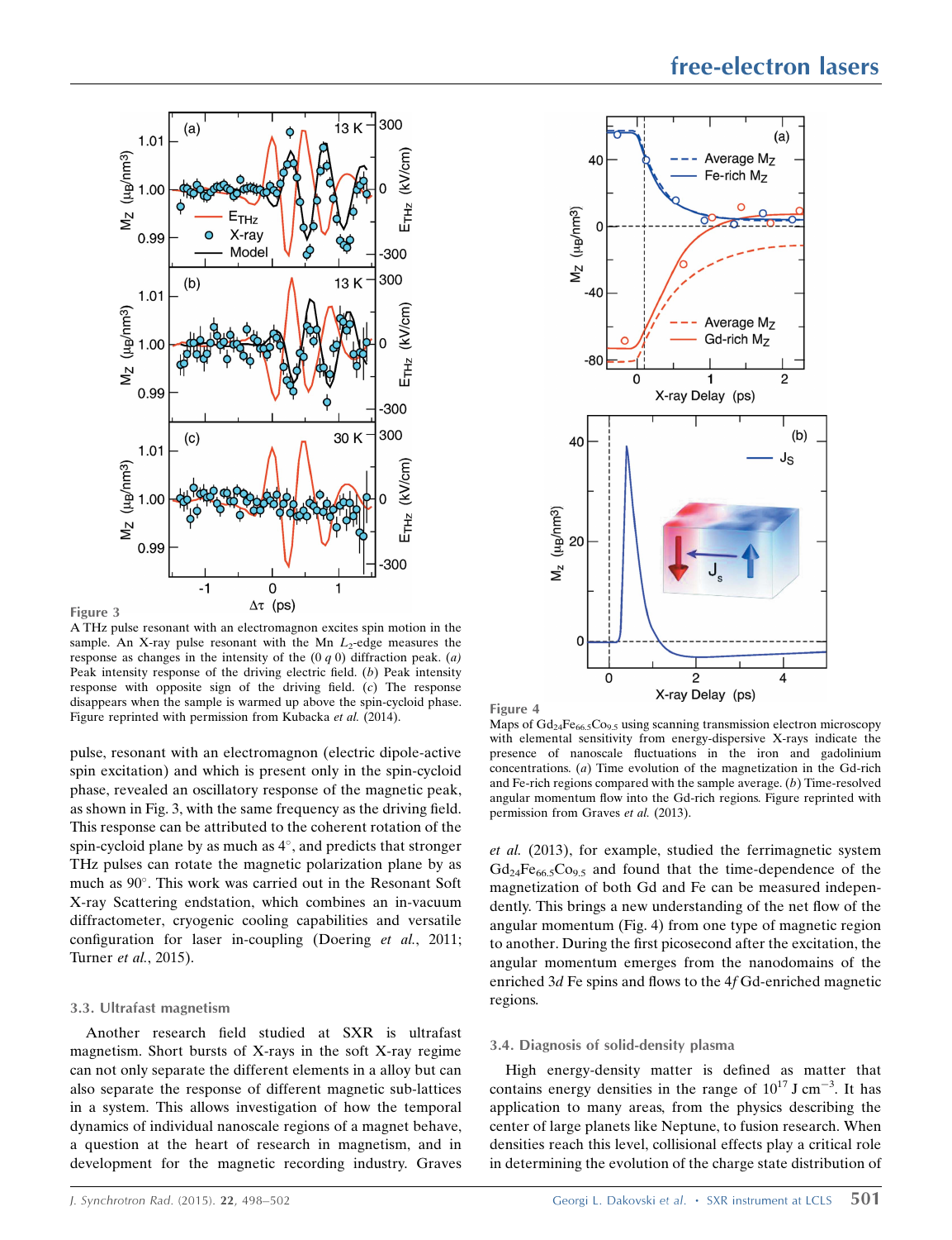Figure 3

A THz pulse resonant with an electromagnon excites spin motion in the sample. An X-ray pulse resonant with the Mn $L_2$-edge measures the response as changes in the intensity of the $(0\ q\ 0)$ diffraction peak. (*a*) Peak intensity response of the driving electric field. (*b*) Peak intensity response with opposite sign of the driving field. (*c*) The response disappears when the sample is warmed up above the spin-cycloid phase. Figure reprinted with permission from Kubacka *et al.* (2014).

pulse, resonant with an electromagnon (electric dipole-active spin excitation) and which is present only in the spin-cycloid phase, revealed an oscillatory response of the magnetic peak, as shown in Fig. 3, with the same frequency as the driving field. This response can be attributed to the coherent rotation of the spin-cycloid plane by as much as 4°, and predicts that stronger THz pulses can rotate the magnetic polarization plane by as much as 90°. This work was carried out in the Resonant Soft X-ray Scattering endstation, which combines an in-vacuum diffractometer, cryogenic cooling capabilities and versatile configuration for laser in-coupling (Doering *et al.*, 2011; Turner *et al.*, 2015).

### 3.3. Ultrafast magnetism

Another research field studied at SXR is ultrafast magnetism. Short bursts of X-rays in the soft X-ray regime can not only separate the different elements in a alloy but can also separate the response of different magnetic sub-lattices in a system. This allows investigation of how the temporal dynamics of individual nanoscale regions of a magnet behave, a question at the heart of research in magnetism, and in development for the magnetic recording industry. Graves *et al.* (2013), for example, studied the ferrimagnetic system $Gd_{24}Fe_{66.5}Co_{9.5}$ and found that the time-dependence of the magnetization of both Gd and Fe can be measured independently. This brings a new understanding of the net flow of the angular momentum (Fig. 4) from one type of magnetic region to another. During the first picosecond after the excitation, the angular momentum emerges from the nanodomains of the enriched 3*d* Fe spins and flows to the 4*f* Gd-enriched magnetic regions.

Figure 4

Maps of $Gd_{24}Fe_{66.5}Co_{9.5}$ using scanning transmission electron microscopy with elemental sensitivity from energy-dispersive X-rays indicate the presence of nanoscale fluctuations in the iron and gadolinium concentrations. (*a*) Time evolution of the magnetization in the Gd-rich and Fe-rich regions compared with the sample average. (*b*) Time-resolved angular momentum flow into the Gd-rich regions. Figure reprinted with permission from Graves *et al.* (2013).

### 3.4. Diagnosis of solid-density plasma

High energy-density matter is defined as matter that contains energy densities in the range of $10^{17}$ J cm$^{-3}$. It has application to many areas, from the physics describing the center of large planets like Neptune, to fusion research. When densities reach this level, collisional effects play a critical role in determining the evolution of the charge state distribution of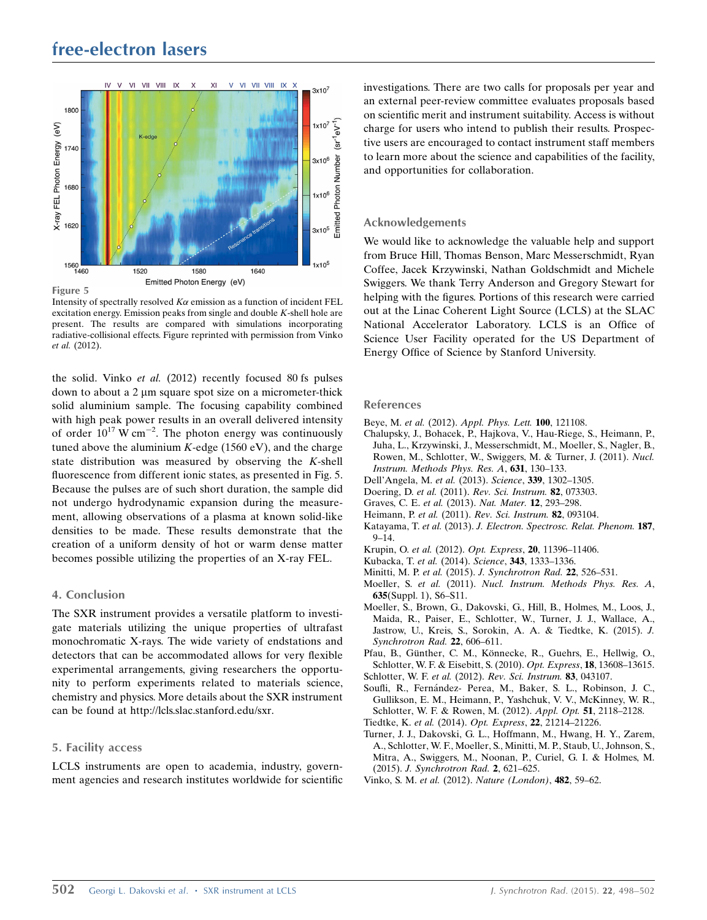IV V VI VII VIII IX X XI V VI VII VIII IX X

1800

1740

1680

1620

1560

X-ray FEL Photon Energy (eV)

K-edge

Resonance transitions

1460 1520 1580 1640

Emitted Photon Energy (eV)

3x10^7

1x10^7

3x10^6

1x10^6

3x10^5

1x10^5

Emitted Photon Number (sr^-1 eV^-1)

Figure 5

Intensity of spectrally resolved $K\alpha$ emission as a function of incident FEL excitation energy. Emission peaks from single and double $K$-shell hole are present. The results are compared with simulations incorporating radiative-collisional effects. Figure reprinted with permission from Vinko *et al.* (2012).

the solid. Vinko *et al.* (2012) recently focused 80 fs pulses down to about a 2 µm square spot size on a micrometer-thick solid aluminium sample. The focusing capability combined with high peak power results in an overall delivered intensity of order $10^{17}$ W cm$^{-2}$. The photon energy was continuously tuned above the aluminium $K$-edge (1560 eV), and the charge state distribution was measured by observing the $K$-shell fluorescence from different ionic states, as presented in Fig. 5. Because the pulses are of such short duration, the sample did not undergo hydrodynamic expansion during the measurement, allowing observations of a plasma at known solid-like densities to be made. These results demonstrate that the creation of a uniform density of hot or warm dense matter becomes possible utilizing the properties of an X-ray FEL.

## 4. Conclusion

The SXR instrument provides a versatile platform to investigate materials utilizing the unique properties of ultrafast monochromatic X-rays. The wide variety of endstations and detectors that can be accommodated allows for very flexible experimental arrangements, giving researchers the opportunity to perform experiments related to materials science, chemistry and physics. More details about the SXR instrument can be found at http://lcls.slac.stanford.edu/sxr.

## 5. Facility access

LCLS instruments are open to academia, industry, government agencies and research institutes worldwide for scientific investigations. There are two calls for proposals per year and an external peer-review committee evaluates proposals based on scientific merit and instrument suitability. Access is without charge for users who intend to publish their results. Prospective users are encouraged to contact instrument staff members to learn more about the science and capabilities of the facility, and opportunities for collaboration.

## Acknowledgements

We would like to acknowledge the valuable help and support from Bruce Hill, Thomas Benson, Marc Messerschmidt, Ryan Coffee, Jacek Krzywinski, Nathan Goldschmidt and Michele Swiggers. We thank Terry Anderson and Gregory Stewart for helping with the figures. Portions of this research were carried out at the Linac Coherent Light Source (LCLS) at the SLAC National Accelerator Laboratory. LCLS is an Office of Science User Facility operated for the US Department of Energy Office of Science by Stanford University.

## References

Beye, M. *et al.* (2012). *Appl. Phys. Lett.* **100**, 121108.

Chalupsky, J., Bohacek, P., Hajkova, V., Hau-Riege, S., Heimann, P., Juha, L., Krzywinski, J., Messerschmidt, M., Moeller, S., Nagler, B., Rowen, M., Schlotter, W., Swiggers, M. & Turner, J. (2011). *Nucl. Instrum. Methods Phys. Res. A*, **631**, 130–133.

Dell'Angela, M. *et al.* (2013). *Science*, **339**, 1302–1305.

Doering, D. *et al.* (2011). *Rev. Sci. Instrum.* **82**, 073303.

Graves, C. E. *et al.* (2013). *Nat. Mater.* **12**, 293–298.

Heimann, P. *et al.* (2011). *Rev. Sci. Instrum.* **82**, 093104.

Katayama, T. *et al.* (2013). *J. Electron. Spectrosc. Relat. Phenom.* **187**, 9–14.

Krupin, O. *et al.* (2012). *Opt. Express*, **20**, 11396–11406.

Kubacka, T. *et al.* (2014). *Science*, **343**, 1333–1336.

Minitti, M. P. *et al.* (2015). *J. Synchrotron Rad.* **22**, 526–531.

Moeller, S. *et al.* (2011). *Nucl. Instrum. Methods Phys. Res. A*, **635**(Suppl. 1), S6–S11.

Moeller, S., Brown, G., Dakovski, G., Hill, B., Holmes, M., Loos, J., Maida, R., Paiser, E., Schlotter, W., Turner, J. J., Wallace, A., Jastrow, U., Kreis, S., Sorokin, A. A. & Tiedtke, K. (2015). *J. Synchrotron Rad.* **22**, 606–611.

Pfau, B., Günther, C. M., Könnecke, R., Guehrs, E., Hellwig, O., Schlotter, W. F. & Eisebitt, S. (2010). *Opt. Express*, **18**, 13608–13615.

Schlotter, W. F. *et al.* (2012). *Rev. Sci. Instrum.* **83**, 043107.

Soufli, R., Fernández- Perea, M., Baker, S. L., Robinson, J. C., Gullikson, E. M., Heimann, P., Yashchuk, V. V., McKinney, W. R., Schlotter, W. F. & Rowen, M. (2012). *Appl. Opt.* **51**, 2118–2128.

Tiedtke, K. *et al.* (2014). *Opt. Express*, **22**, 21214–21226.

Turner, J. J., Dakovski, G. L., Hoffmann, M., Hwang, H. Y., Zarem, A., Schlotter, W. F., Moeller, S., Minitti, M. P., Staub, U., Johnson, S., Mitra, A., Swiggers, M., Noonan, P., Curiel, G. I. & Holmes, M. (2015). *J. Synchrotron Rad.* **2**, 621–625.

Vinko, S. M. *et al.* (2012). *Nature (London)*, **482**, 59–62.